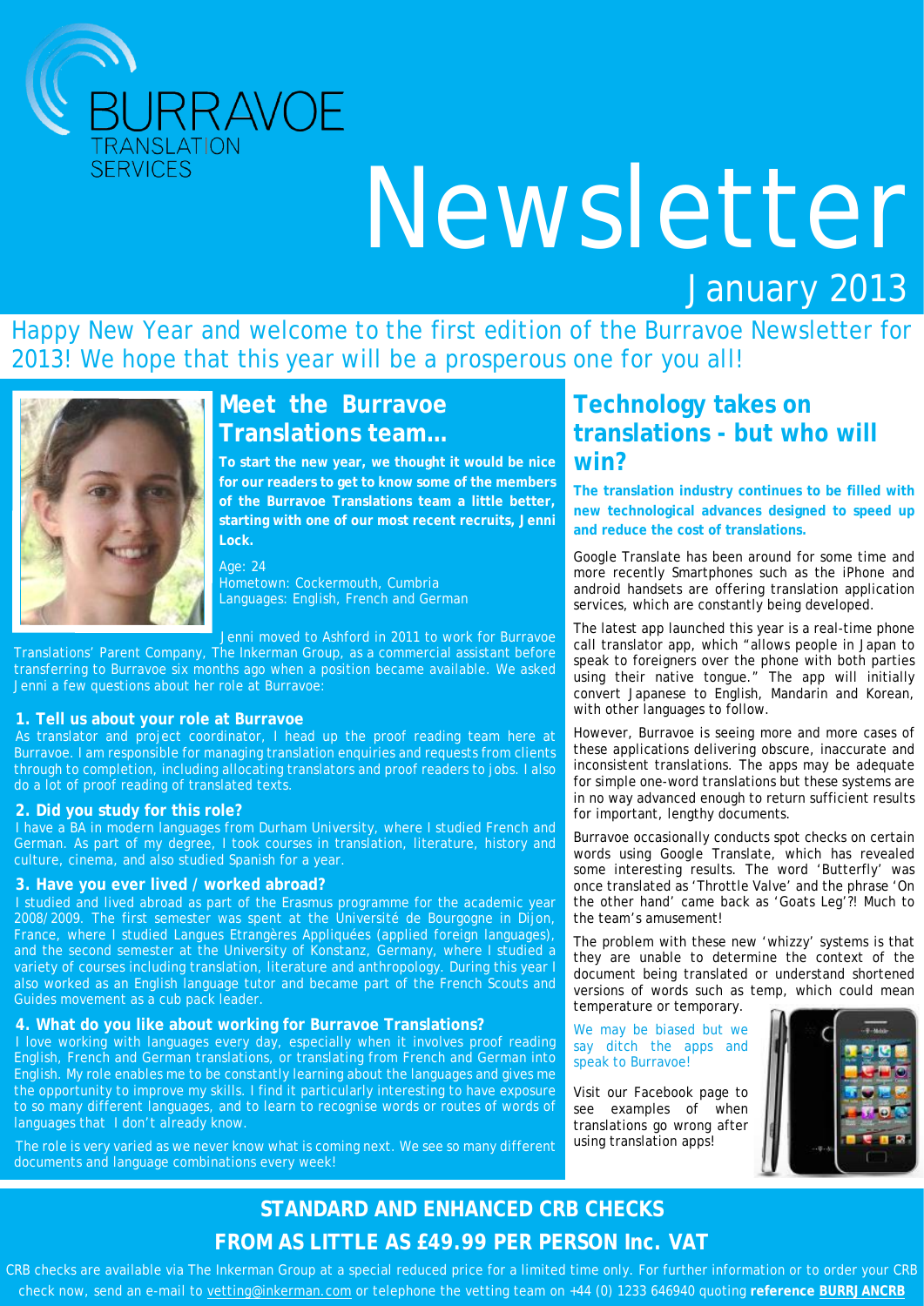BURRAVOE TRANSLATION SERVICES

# Newsletter

January 2013

Happy New Year and welcome to the first edition of the Burravoe Newsletter for 2013! We hope that this year will be a prosperous one for you all!

## Meet the Burravoe Translations team...

**To start the new year, we thought it would be nice for our readers to get to know some of the members of the Burravoe Translations team a little better, starting with one of our most recent recruits, Jenni Lock.**

Age: 24
Hometown: Cockermouth, Cumbria
Languages: English, French and German

Jenni moved to Ashford in 2011 to work for Burravoe Translations' Parent Company, The Inkerman Group, as a commercial assistant before transferring to Burravoe six months ago when a position became available. We asked Jenni a few questions about her role at Burravoe:

### 1. Tell us about your role at Burravoe

As translator and project coordinator, I head up the proof reading team here at Burravoe. I am responsible for managing translation enquiries and requests from clients through to completion, including allocating translators and proof readers to jobs. I also do a lot of proof reading of translated texts.

### 2. Did you study for this role?

I have a BA in modern languages from Durham University, where I studied French and German. As part of my degree, I took courses in translation, literature, history and culture, cinema, and also studied Spanish for a year.

### 3. Have you ever lived / worked abroad?

I studied and lived abroad as part of the Erasmus programme for the academic year 2008/2009. The first semester was spent at the Université de Bourgogne in Dijon, France, where I studied Langues Etrangères Appliquées (applied foreign languages), and the second semester at the University of Konstanz, Germany, where I studied a variety of courses including translation, literature and anthropology. During this year I also worked as an English language tutor and became part of the French Scouts and Guides movement as a cub pack leader.

### 4. What do you like about working for Burravoe Translations?

I love working with languages every day, especially when it involves proof reading English, French and German translations, or translating from French and German into English. My role enables me to be constantly learning about the languages and gives me the opportunity to improve my skills. I find it particularly interesting to have exposure to so many different languages, and to learn to recognise words or routes of words of languages that I don't already know.

The role is very varied as we never know what is coming next. We see so many different documents and language combinations every week!

## Technology takes on translations - but who will win?

**The translation industry continues to be filled with new technological advances designed to speed up and reduce the cost of translations.**

Google Translate has been around for some time and more recently Smartphones such as the iPhone and android handsets are offering translation application services, which are constantly being developed.

The latest app launched this year is a real-time phone call translator app, which "allows people in Japan to speak to foreigners over the phone with both parties using their native tongue." The app will initially convert Japanese to English, Mandarin and Korean, with other languages to follow.

However, Burravoe is seeing more and more cases of these applications delivering obscure, inaccurate and inconsistent translations. The apps may be adequate for simple one-word translations but these systems are in no way advanced enough to return sufficient results for important, lengthy documents.

Burravoe occasionally conducts spot checks on certain words using Google Translate, which has revealed some interesting results. The word 'Butterfly' was once translated as 'Throttle Valve' and the phrase 'On the other hand' came back as 'Goats Leg'?! Much to the team's amusement!

The problem with these new 'whizzy' systems is that they are unable to determine the context of the document being translated or understand shortened versions of words such as temp, which could mean temperature or temporary.

We may be biased but we say ditch the apps and speak to Burravoe!

Visit our Facebook page to see examples of when translations go wrong after using translation apps!

## STANDARD AND ENHANCED CRB CHECKS FROM AS LITTLE AS £49.99 PER PERSON Inc. VAT

CRB checks are available via The Inkerman Group at a special reduced price for a limited time only. For further information or to order your CRB check now, send an e-mail to vetting@inkerman.com or telephone the vetting team on +44 (0) 1233 646940 quoting **reference BURRJANCRB**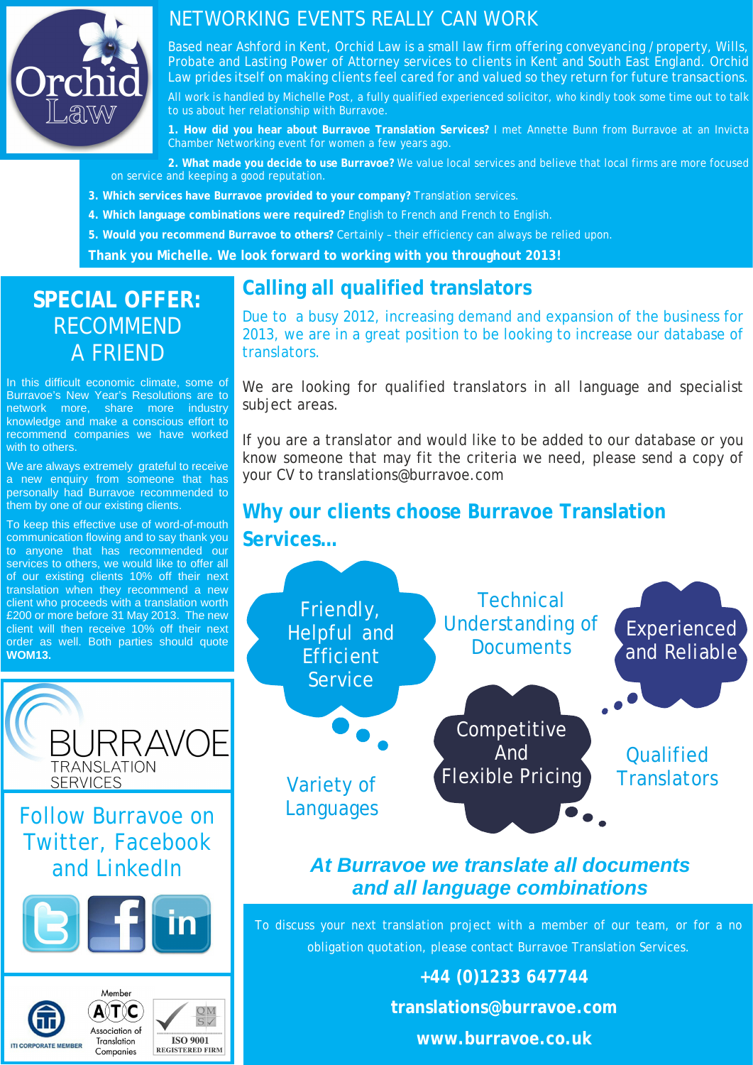# NETWORKING EVENTS REALLY CAN WORK

Orchid Law

Based near Ashford in Kent, Orchid Law is a small law firm offering conveyancing / property, Wills, Probate and Lasting Power of Attorney services to clients in Kent and South East England. Orchid Law prides itself on making clients feel cared for and valued so they return for future transactions.

All work is handled by Michelle Post, a fully qualified experienced solicitor, who kindly took some time out to talk to us about her relationship with Burravoe.

**1. How did you hear about Burravoe Translation Services?** I met Annette Bunn from Burravoe at an Invicta Chamber Networking event for women a few years ago.

**2. What made you decide to use Burravoe?** We value local services and believe that local firms are more focused on service and keeping a good reputation.

**3. Which services have Burravoe provided to your company?** Translation services.

**4. Which language combinations were required?** English to French and French to English.

**5. Would you recommend Burravoe to others?** Certainly – their efficiency can always be relied upon.

**Thank you Michelle. We look forward to working with you throughout 2013!**

## SPECIAL OFFER: RECOMMEND A FRIEND

In this difficult economic climate, some of Burravoe's New Year's Resolutions are to network more, share more industry knowledge and make a conscious effort to recommend companies we have worked with to others.

We are always extremely grateful to receive a new enquiry from someone that has personally had Burravoe recommended to them by one of our existing clients.

To keep this effective use of word-of-mouth communication flowing and to say thank you to anyone that has recommended our services to others, we would like to offer all of our existing clients 10% off their next translation when they recommend a new client who proceeds with a translation worth £200 or more before 31 May 2013. The new client will then receive 10% off their next order as well. Both parties should quote **WOM13.**

BURRAVOE TRANSLATION SERVICES

Follow Burravoe on Twitter, Facebook and LinkedIn

ITI CORPORATE MEMBER

Member ATC Association of Translation Companies

ISO 9001 REGISTERED FIRM

## Calling all qualified translators

Due to a busy 2012, increasing demand and expansion of the business for 2013, we are in a great position to be looking to increase our database of translators.

We are looking for qualified translators in all language and specialist subject areas.

If you are a translator and would like to be added to our database or you know someone that may fit the criteria we need, please send a copy of your CV to translations@burravoe.com

## Why our clients choose Burravoe Translation Services…

Friendly, Helpful and Efficient Service

Technical Understanding of Documents

Experienced and Reliable

Competitive And Flexible Pricing

Qualified Translators

Variety of Languages

***At Burravoe we translate all documents and all language combinations***

To discuss your next translation project with a member of our team, or for a no obligation quotation, please contact Burravoe Translation Services.

**+44 (0)1233 647744**

**translations@burravoe.com**

**www.burravoe.co.uk**